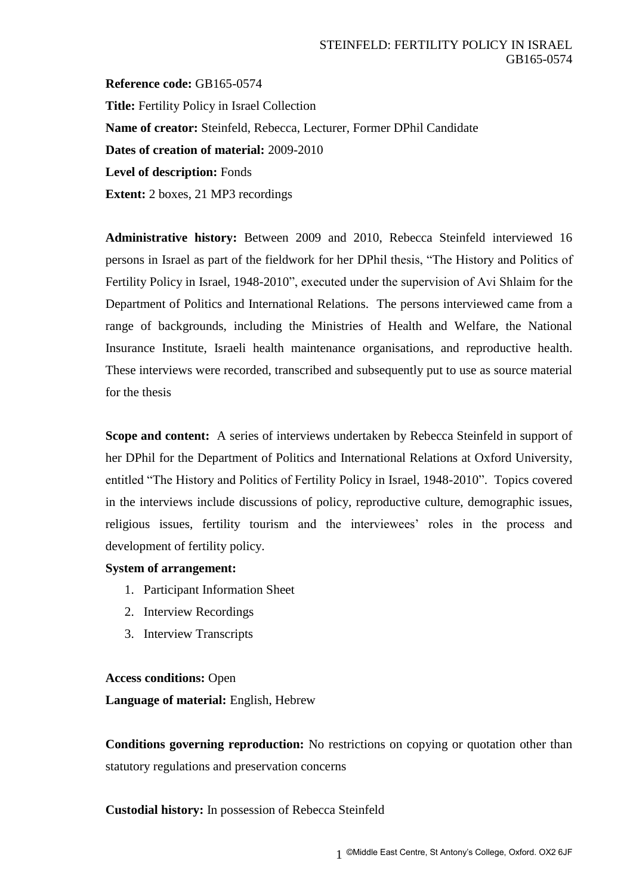**Reference code:** GB165-0574

**Title:** Fertility Policy in Israel Collection

**Name of creator:** Steinfeld, Rebecca, Lecturer, Former DPhil Candidate

**Dates of creation of material:** 2009-2010

**Level of description:** Fonds

**Extent:** 2 boxes, 21 MP3 recordings

**Administrative history:** Between 2009 and 2010, Rebecca Steinfeld interviewed 16 persons in Israel as part of the fieldwork for her DPhil thesis, "The History and Politics of Fertility Policy in Israel, 1948-2010", executed under the supervision of Avi Shlaim for the Department of Politics and International Relations. The persons interviewed came from a range of backgrounds, including the Ministries of Health and Welfare, the National Insurance Institute, Israeli health maintenance organisations, and reproductive health. These interviews were recorded, transcribed and subsequently put to use as source material for the thesis

**Scope and content:** A series of interviews undertaken by Rebecca Steinfeld in support of her DPhil for the Department of Politics and International Relations at Oxford University, entitled "The History and Politics of Fertility Policy in Israel, 1948-2010". Topics covered in the interviews include discussions of policy, reproductive culture, demographic issues, religious issues, fertility tourism and the interviewees' roles in the process and development of fertility policy.

**System of arrangement:**

1. Participant Information Sheet
2. Interview Recordings
3. Interview Transcripts

**Access conditions:** Open

**Language of material:** English, Hebrew

**Conditions governing reproduction:** No restrictions on copying or quotation other than statutory regulations and preservation concerns

**Custodial history:** In possession of Rebecca Steinfeld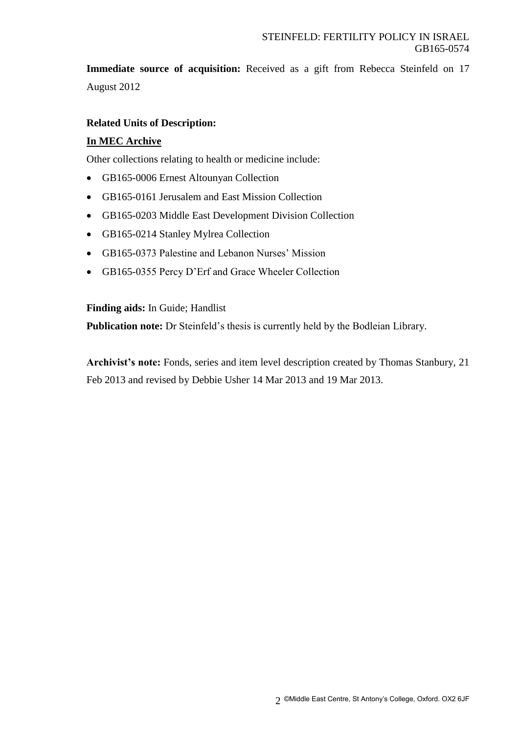**Immediate source of acquisition:** Received as a gift from Rebecca Steinfeld on 17 August 2012

**Related Units of Description:**

**In MEC Archive**

Other collections relating to health or medicine include:

- GB165-0006 Ernest Altounyan Collection
- GB165-0161 Jerusalem and East Mission Collection
- GB165-0203 Middle East Development Division Collection
- GB165-0214 Stanley Mylrea Collection
- GB165-0373 Palestine and Lebanon Nurses' Mission
- GB165-0355 Percy D'Erf and Grace Wheeler Collection

**Finding aids:** In Guide; Handlist

**Publication note:** Dr Steinfeld's thesis is currently held by the Bodleian Library.

**Archivist's note:** Fonds, series and item level description created by Thomas Stanbury, 21 Feb 2013 and revised by Debbie Usher 14 Mar 2013 and 19 Mar 2013.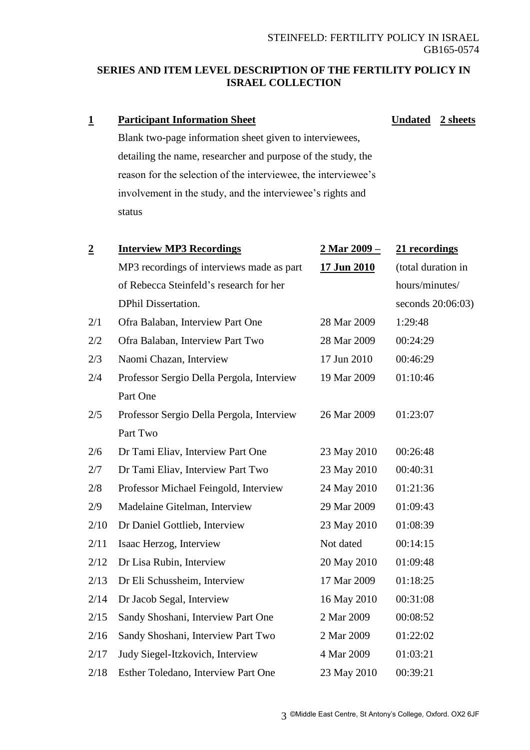## SERIES AND ITEM LEVEL DESCRIPTION OF THE FERTILITY POLICY IN ISRAEL COLLECTION

| | | | |
|---|---|---|---|
| **1** | **Participant Information Sheet** | **Undated** | **2 sheets** |
| | Blank two-page information sheet given to interviewees, detailing the name, researcher and purpose of the study, the reason for the selection of the interviewee, the interviewee's involvement in the study, and the interviewee's rights and status | | |
| **2** | **Interview MP3 Recordings** | **2 Mar 2009 – 17 Jun 2010** | **21 recordings** |
| | MP3 recordings of interviews made as part of Rebecca Steinfeld's research for her DPhil Dissertation. | | (total duration in hours/minutes/ seconds 20:06:03) |
| 2/1 | Ofra Balaban, Interview Part One | 28 Mar 2009 | 1:29:48 |
| 2/2 | Ofra Balaban, Interview Part Two | 28 Mar 2009 | 00:24:29 |
| 2/3 | Naomi Chazan, Interview | 17 Jun 2010 | 00:46:29 |
| 2/4 | Professor Sergio Della Pergola, Interview Part One | 19 Mar 2009 | 01:10:46 |
| 2/5 | Professor Sergio Della Pergola, Interview Part Two | 26 Mar 2009 | 01:23:07 |
| 2/6 | Dr Tami Eliav, Interview Part One | 23 May 2010 | 00:26:48 |
| 2/7 | Dr Tami Eliav, Interview Part Two | 23 May 2010 | 00:40:31 |
| 2/8 | Professor Michael Feingold, Interview | 24 May 2010 | 01:21:36 |
| 2/9 | Madelaine Gitelman, Interview | 29 Mar 2009 | 01:09:43 |
| 2/10 | Dr Daniel Gottlieb, Interview | 23 May 2010 | 01:08:39 |
| 2/11 | Isaac Herzog, Interview | Not dated | 00:14:15 |
| 2/12 | Dr Lisa Rubin, Interview | 20 May 2010 | 01:09:48 |
| 2/13 | Dr Eli Schussheim, Interview | 17 Mar 2009 | 01:18:25 |
| 2/14 | Dr Jacob Segal, Interview | 16 May 2010 | 00:31:08 |
| 2/15 | Sandy Shoshani, Interview Part One | 2 Mar 2009 | 00:08:52 |
| 2/16 | Sandy Shoshani, Interview Part Two | 2 Mar 2009 | 01:22:02 |
| 2/17 | Judy Siegel-Itzkovich, Interview | 4 Mar 2009 | 01:03:21 |
| 2/18 | Esther Toledano, Interview Part One | 23 May 2010 | 00:39:21 |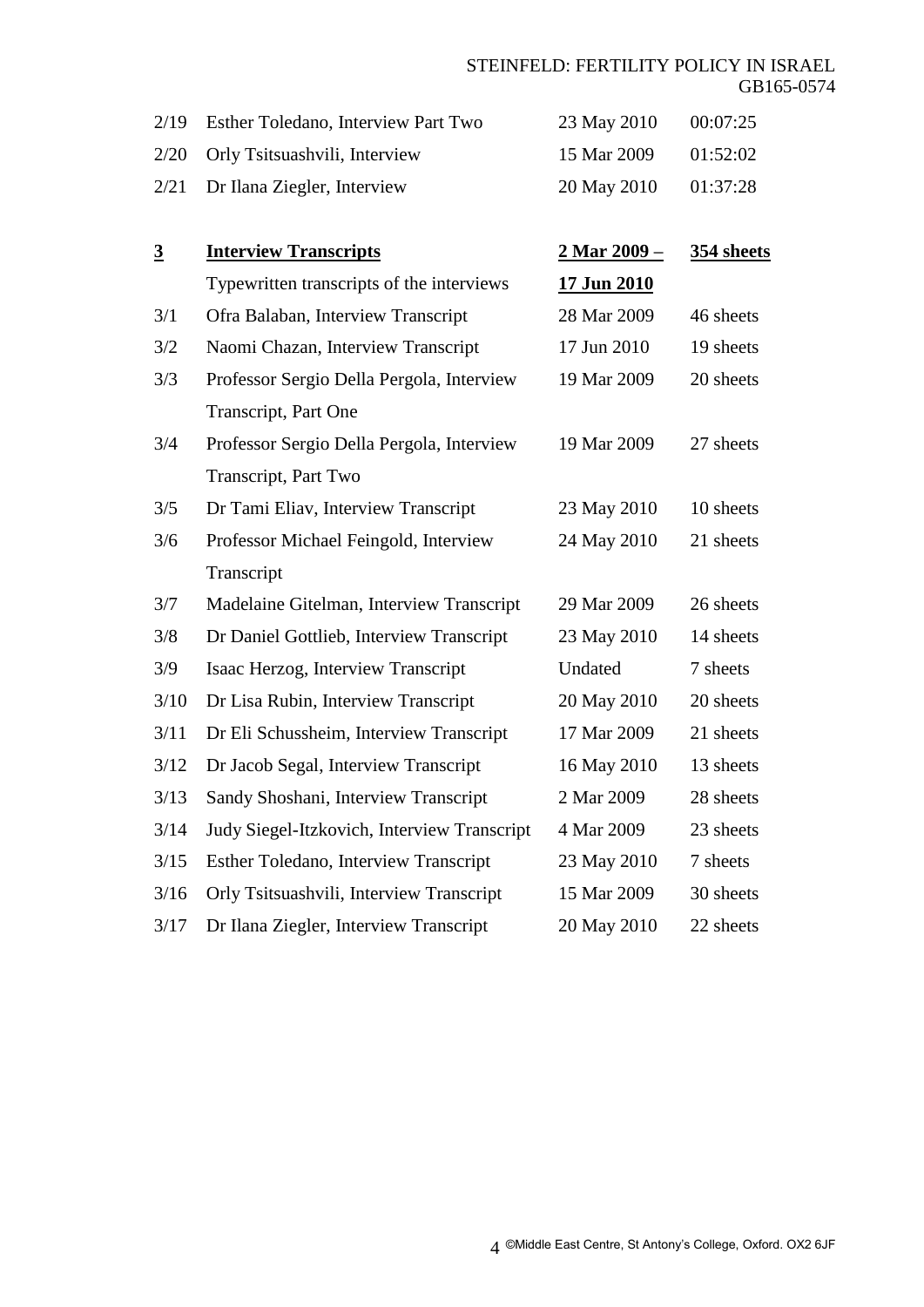| | | | |
|---|---|---|---|
| 2/19 | Esther Toledano, Interview Part Two | 23 May 2010 | 00:07:25 |
| 2/20 | Orly Tsitsuashvili, Interview | 15 Mar 2009 | 01:52:02 |
| 2/21 | Dr Ilana Ziegler, Interview | 20 May 2010 | 01:37:28 |

| | | | |
|---|---|---|---|
| **3** | **Interview Transcripts** | **2 Mar 2009 – 17 Jun 2010** | **354 sheets** |
| | Typewritten transcripts of the interviews | | |
| 3/1 | Ofra Balaban, Interview Transcript | 28 Mar 2009 | 46 sheets |
| 3/2 | Naomi Chazan, Interview Transcript | 17 Jun 2010 | 19 sheets |
| 3/3 | Professor Sergio Della Pergola, Interview Transcript, Part One | 19 Mar 2009 | 20 sheets |
| 3/4 | Professor Sergio Della Pergola, Interview Transcript, Part Two | 19 Mar 2009 | 27 sheets |
| 3/5 | Dr Tami Eliav, Interview Transcript | 23 May 2010 | 10 sheets |
| 3/6 | Professor Michael Feingold, Interview Transcript | 24 May 2010 | 21 sheets |
| 3/7 | Madelaine Gitelman, Interview Transcript | 29 Mar 2009 | 26 sheets |
| 3/8 | Dr Daniel Gottlieb, Interview Transcript | 23 May 2010 | 14 sheets |
| 3/9 | Isaac Herzog, Interview Transcript | Undated | 7 sheets |
| 3/10 | Dr Lisa Rubin, Interview Transcript | 20 May 2010 | 20 sheets |
| 3/11 | Dr Eli Schussheim, Interview Transcript | 17 Mar 2009 | 21 sheets |
| 3/12 | Dr Jacob Segal, Interview Transcript | 16 May 2010 | 13 sheets |
| 3/13 | Sandy Shoshani, Interview Transcript | 2 Mar 2009 | 28 sheets |
| 3/14 | Judy Siegel-Itzkovich, Interview Transcript | 4 Mar 2009 | 23 sheets |
| 3/15 | Esther Toledano, Interview Transcript | 23 May 2010 | 7 sheets |
| 3/16 | Orly Tsitsuashvili, Interview Transcript | 15 Mar 2009 | 30 sheets |
| 3/17 | Dr Ilana Ziegler, Interview Transcript | 20 May 2010 | 22 sheets |

©Middle East Centre, St Antony's College, Oxford. OX2 6JF